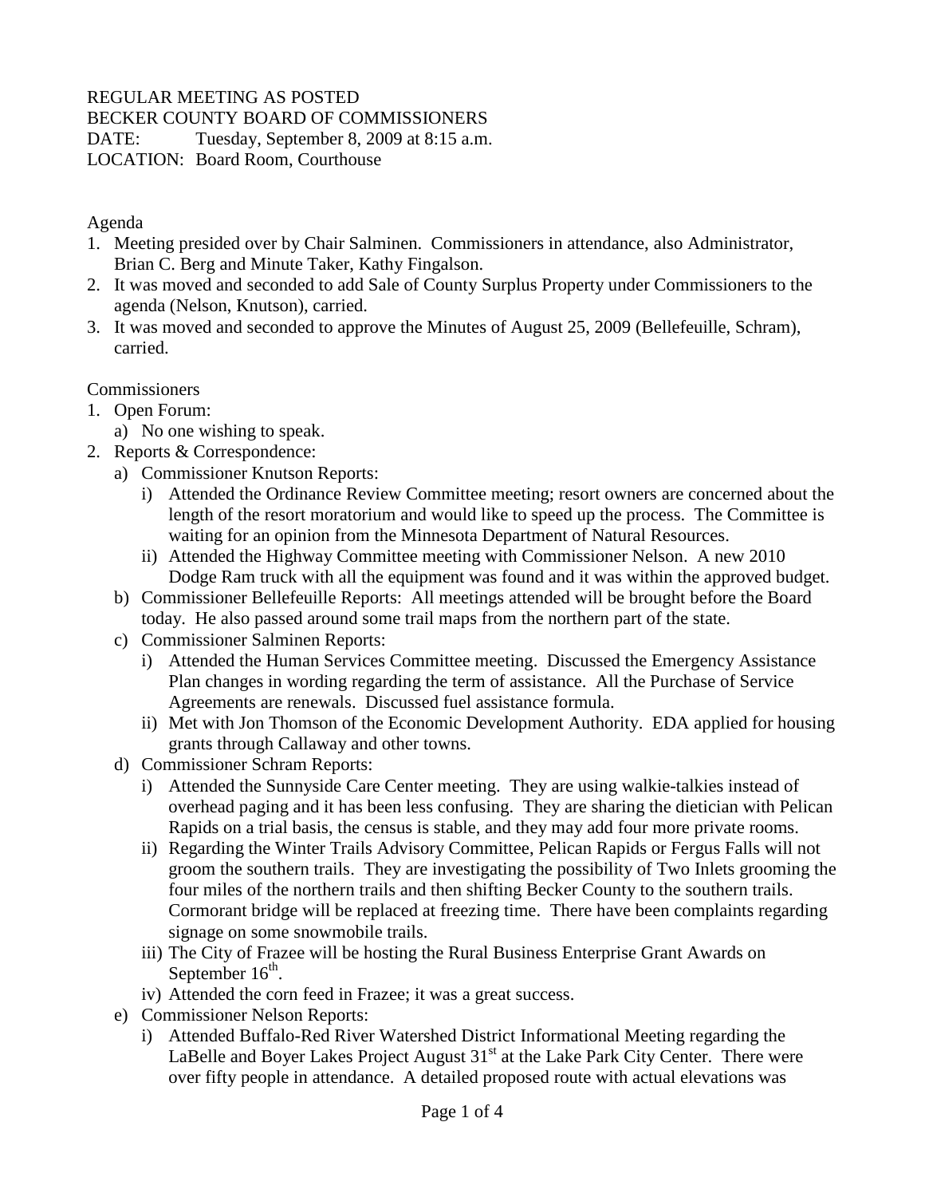REGULAR MEETING AS POSTED
BECKER COUNTY BOARD OF COMMISSIONERS
DATE: Tuesday, September 8, 2009 at 8:15 a.m.
LOCATION: Board Room, Courthouse

Agenda

1. Meeting presided over by Chair Salminen. Commissioners in attendance, also Administrator, Brian C. Berg and Minute Taker, Kathy Fingalson.
2. It was moved and seconded to add Sale of County Surplus Property under Commissioners to the agenda (Nelson, Knutson), carried.
3. It was moved and seconded to approve the Minutes of August 25, 2009 (Bellefeuille, Schram), carried.

Commissioners

1. Open Forum:
   a) No one wishing to speak.
2. Reports & Correspondence:
   a) Commissioner Knutson Reports:
      i) Attended the Ordinance Review Committee meeting; resort owners are concerned about the length of the resort moratorium and would like to speed up the process. The Committee is waiting for an opinion from the Minnesota Department of Natural Resources.
      ii) Attended the Highway Committee meeting with Commissioner Nelson. A new 2010 Dodge Ram truck with all the equipment was found and it was within the approved budget.
   b) Commissioner Bellefeuille Reports: All meetings attended will be brought before the Board today. He also passed around some trail maps from the northern part of the state.
   c) Commissioner Salminen Reports:
      i) Attended the Human Services Committee meeting. Discussed the Emergency Assistance Plan changes in wording regarding the term of assistance. All the Purchase of Service Agreements are renewals. Discussed fuel assistance formula.
      ii) Met with Jon Thomson of the Economic Development Authority. EDA applied for housing grants through Callaway and other towns.
   d) Commissioner Schram Reports:
      i) Attended the Sunnyside Care Center meeting. They are using walkie-talkies instead of overhead paging and it has been less confusing. They are sharing the dietician with Pelican Rapids on a trial basis, the census is stable, and they may add four more private rooms.
      ii) Regarding the Winter Trails Advisory Committee, Pelican Rapids or Fergus Falls will not groom the southern trails. They are investigating the possibility of Two Inlets grooming the four miles of the northern trails and then shifting Becker County to the southern trails. Cormorant bridge will be replaced at freezing time. There have been complaints regarding signage on some snowmobile trails.
      iii) The City of Frazee will be hosting the Rural Business Enterprise Grant Awards on September 16th.
      iv) Attended the corn feed in Frazee; it was a great success.
   e) Commissioner Nelson Reports:
      i) Attended Buffalo-Red River Watershed District Informational Meeting regarding the LaBelle and Boyer Lakes Project August 31st at the Lake Park City Center. There were over fifty people in attendance. A detailed proposed route with actual elevations was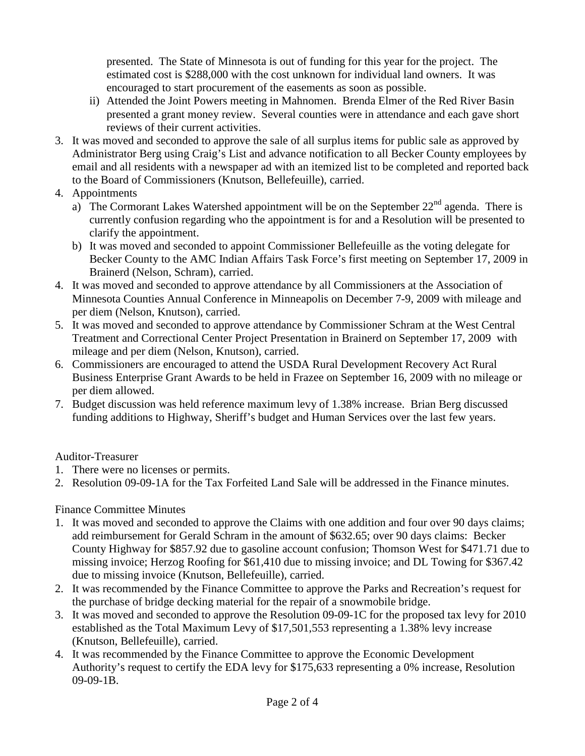presented. The State of Minnesota is out of funding for this year for the project. The estimated cost is $288,000 with the cost unknown for individual land owners. It was encouraged to start procurement of the easements as soon as possible.

ii) Attended the Joint Powers meeting in Mahnomen. Brenda Elmer of the Red River Basin presented a grant money review. Several counties were in attendance and each gave short reviews of their current activities.

3. It was moved and seconded to approve the sale of all surplus items for public sale as approved by Administrator Berg using Craig's List and advance notification to all Becker County employees by email and all residents with a newspaper ad with an itemized list to be completed and reported back to the Board of Commissioners (Knutson, Bellefeuille), carried.
4. Appointments
   a) The Cormorant Lakes Watershed appointment will be on the September 22nd agenda. There is currently confusion regarding who the appointment is for and a Resolution will be presented to clarify the appointment.
   b) It was moved and seconded to appoint Commissioner Bellefeuille as the voting delegate for Becker County to the AMC Indian Affairs Task Force's first meeting on September 17, 2009 in Brainerd (Nelson, Schram), carried.
4. It was moved and seconded to approve attendance by all Commissioners at the Association of Minnesota Counties Annual Conference in Minneapolis on December 7-9, 2009 with mileage and per diem (Nelson, Knutson), carried.
5. It was moved and seconded to approve attendance by Commissioner Schram at the West Central Treatment and Correctional Center Project Presentation in Brainerd on September 17, 2009 with mileage and per diem (Nelson, Knutson), carried.
6. Commissioners are encouraged to attend the USDA Rural Development Recovery Act Rural Business Enterprise Grant Awards to be held in Frazee on September 16, 2009 with no mileage or per diem allowed.
7. Budget discussion was held reference maximum levy of 1.38% increase. Brian Berg discussed funding additions to Highway, Sheriff's budget and Human Services over the last few years.

Auditor-Treasurer

1. There were no licenses or permits.
2. Resolution 09-09-1A for the Tax Forfeited Land Sale will be addressed in the Finance minutes.

Finance Committee Minutes

1. It was moved and seconded to approve the Claims with one addition and four over 90 days claims; add reimbursement for Gerald Schram in the amount of $632.65; over 90 days claims: Becker County Highway for $857.92 due to gasoline account confusion; Thomson West for $471.71 due to missing invoice; Herzog Roofing for $61,410 due to missing invoice; and DL Towing for $367.42 due to missing invoice (Knutson, Bellefeuille), carried.
2. It was recommended by the Finance Committee to approve the Parks and Recreation's request for the purchase of bridge decking material for the repair of a snowmobile bridge.
3. It was moved and seconded to approve the Resolution 09-09-1C for the proposed tax levy for 2010 established as the Total Maximum Levy of $17,501,553 representing a 1.38% levy increase (Knutson, Bellefeuille), carried.
4. It was recommended by the Finance Committee to approve the Economic Development Authority's request to certify the EDA levy for $175,633 representing a 0% increase, Resolution 09-09-1B.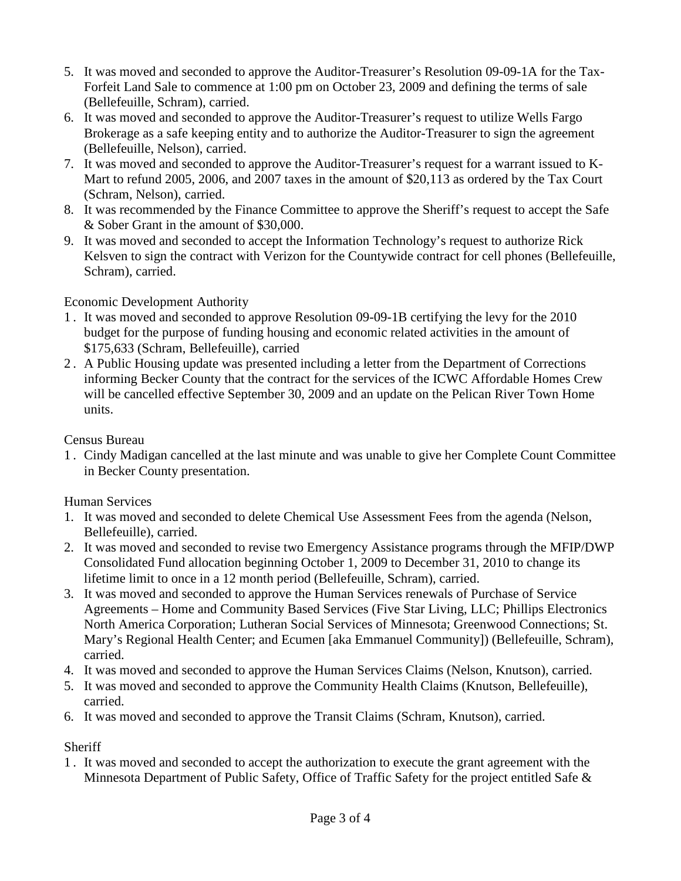5. It was moved and seconded to approve the Auditor-Treasurer's Resolution 09-09-1A for the Tax-Forfeit Land Sale to commence at 1:00 pm on October 23, 2009 and defining the terms of sale (Bellefeuille, Schram), carried.
6. It was moved and seconded to approve the Auditor-Treasurer's request to utilize Wells Fargo Brokerage as a safe keeping entity and to authorize the Auditor-Treasurer to sign the agreement (Bellefeuille, Nelson), carried.
7. It was moved and seconded to approve the Auditor-Treasurer's request for a warrant issued to K-Mart to refund 2005, 2006, and 2007 taxes in the amount of $20,113 as ordered by the Tax Court (Schram, Nelson), carried.
8. It was recommended by the Finance Committee to approve the Sheriff's request to accept the Safe & Sober Grant in the amount of $30,000.
9. It was moved and seconded to accept the Information Technology's request to authorize Rick Kelsven to sign the contract with Verizon for the Countywide contract for cell phones (Bellefeuille, Schram), carried.

Economic Development Authority

1. It was moved and seconded to approve Resolution 09-09-1B certifying the levy for the 2010 budget for the purpose of funding housing and economic related activities in the amount of $175,633 (Schram, Bellefeuille), carried
2. A Public Housing update was presented including a letter from the Department of Corrections informing Becker County that the contract for the services of the ICWC Affordable Homes Crew will be cancelled effective September 30, 2009 and an update on the Pelican River Town Home units.

Census Bureau

1. Cindy Madigan cancelled at the last minute and was unable to give her Complete Count Committee in Becker County presentation.

Human Services

1. It was moved and seconded to delete Chemical Use Assessment Fees from the agenda (Nelson, Bellefeuille), carried.
2. It was moved and seconded to revise two Emergency Assistance programs through the MFIP/DWP Consolidated Fund allocation beginning October 1, 2009 to December 31, 2010 to change its lifetime limit to once in a 12 month period (Bellefeuille, Schram), carried.
3. It was moved and seconded to approve the Human Services renewals of Purchase of Service Agreements – Home and Community Based Services (Five Star Living, LLC; Phillips Electronics North America Corporation; Lutheran Social Services of Minnesota; Greenwood Connections; St. Mary's Regional Health Center; and Ecumen [aka Emmanuel Community]) (Bellefeuille, Schram), carried.
4. It was moved and seconded to approve the Human Services Claims (Nelson, Knutson), carried.
5. It was moved and seconded to approve the Community Health Claims (Knutson, Bellefeuille), carried.
6. It was moved and seconded to approve the Transit Claims (Schram, Knutson), carried.

Sheriff

1. It was moved and seconded to accept the authorization to execute the grant agreement with the Minnesota Department of Public Safety, Office of Traffic Safety for the project entitled Safe &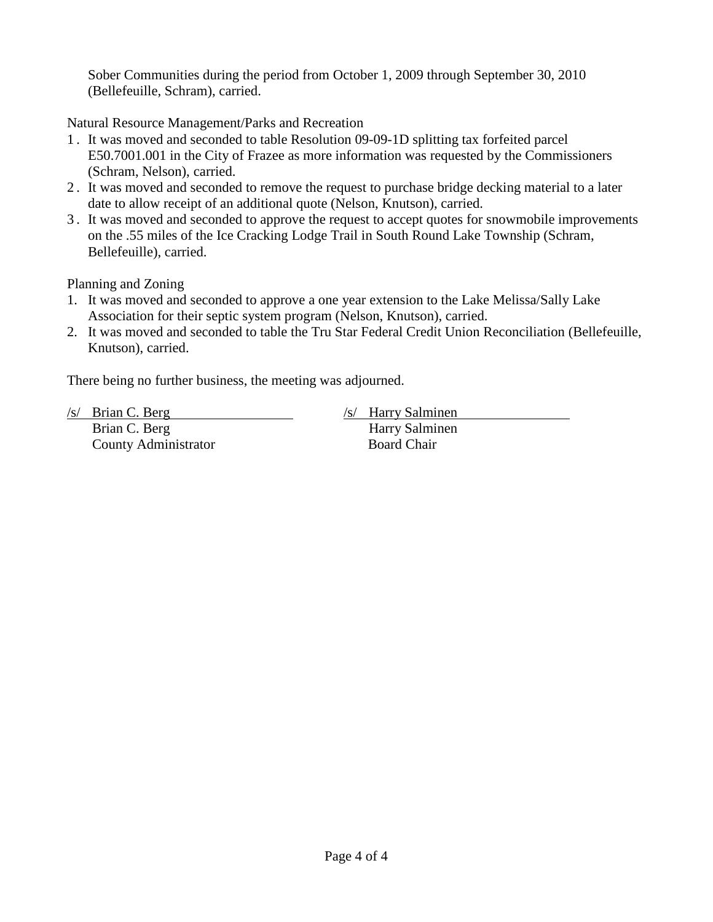Sober Communities during the period from October 1, 2009 through September 30, 2010 (Bellefeuille, Schram), carried.

Natural Resource Management/Parks and Recreation

1. It was moved and seconded to table Resolution 09-09-1D splitting tax forfeited parcel E50.7001.001 in the City of Frazee as more information was requested by the Commissioners (Schram, Nelson), carried.
2. It was moved and seconded to remove the request to purchase bridge decking material to a later date to allow receipt of an additional quote (Nelson, Knutson), carried.
3. It was moved and seconded to approve the request to accept quotes for snowmobile improvements on the .55 miles of the Ice Cracking Lodge Trail in South Round Lake Township (Schram, Bellefeuille), carried.

Planning and Zoning

1. It was moved and seconded to approve a one year extension to the Lake Melissa/Sally Lake Association for their septic system program (Nelson, Knutson), carried.
2. It was moved and seconded to table the Tru Star Federal Credit Union Reconciliation (Bellefeuille, Knutson), carried.

There being no further business, the meeting was adjourned.

/s/ Brian C. Berg
Brian C. Berg
County Administrator

/s/ Harry Salminen
Harry Salminen
Board Chair